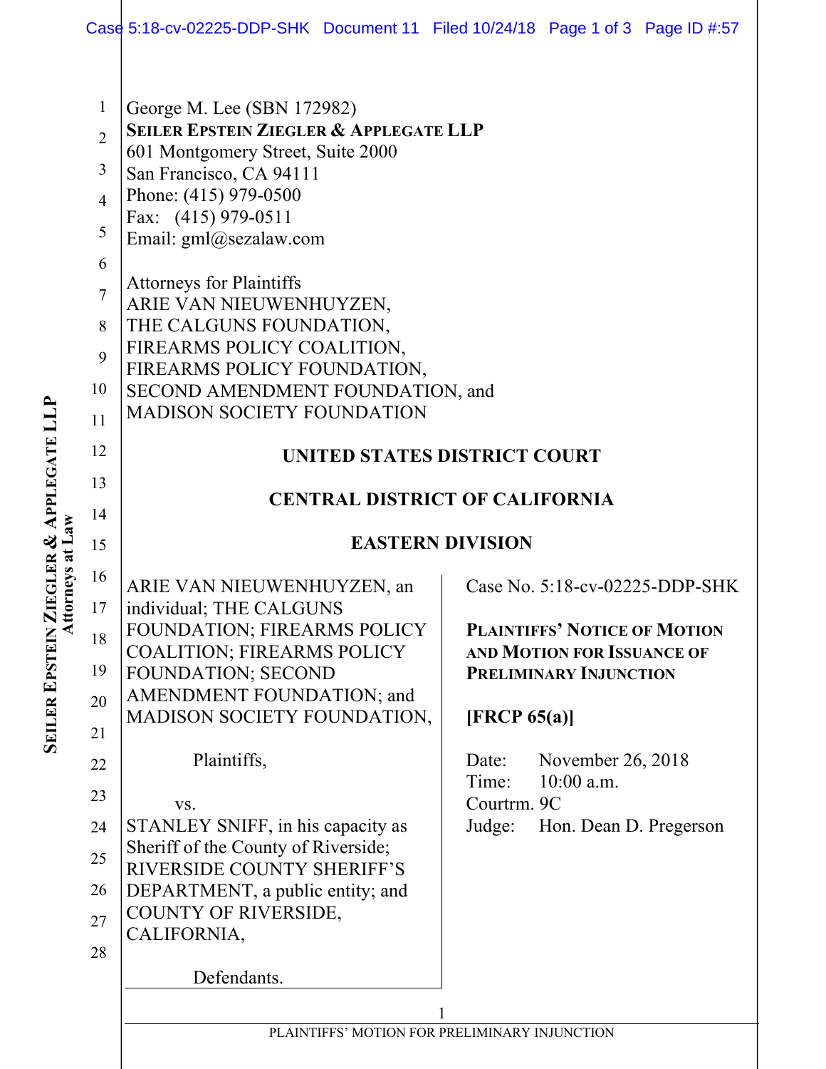George M. Lee (SBN 172982)
**SEILER EPSTEIN ZIEGLER & APPLEGATE LLP**
601 Montgomery Street, Suite 2000
San Francisco, CA 94111
Phone: (415) 979-0500
Fax: (415) 979-0511
Email: gml@sezalaw.com

Attorneys for Plaintiffs
ARIE VAN NIEUWENHUYZEN,
THE CALGUNS FOUNDATION,
FIREARMS POLICY COALITION,
FIREARMS POLICY FOUNDATION,
SECOND AMENDMENT FOUNDATION, and
MADISON SOCIETY FOUNDATION

**UNITED STATES DISTRICT COURT**

**CENTRAL DISTRICT OF CALIFORNIA**

**EASTERN DIVISION**

ARIE VAN NIEUWENHUYZEN, an individual; THE CALGUNS FOUNDATION; FIREARMS POLICY COALITION; FIREARMS POLICY FOUNDATION; SECOND AMENDMENT FOUNDATION; and MADISON SOCIETY FOUNDATION,

Plaintiffs,

vs.

STANLEY SNIFF, in his capacity as Sheriff of the County of Riverside; RIVERSIDE COUNTY SHERIFF'S DEPARTMENT, a public entity; and COUNTY OF RIVERSIDE, CALIFORNIA,

Defendants.

Case No. 5:18-cv-02225-DDP-SHK

**PLAINTIFFS' NOTICE OF MOTION AND MOTION FOR ISSUANCE OF PRELIMINARY INJUNCTION**

**[FRCP 65(a)]**

Date: November 26, 2018
Time: 10:00 a.m.
Courtrm. 9C
Judge: Hon. Dean D. Pregerson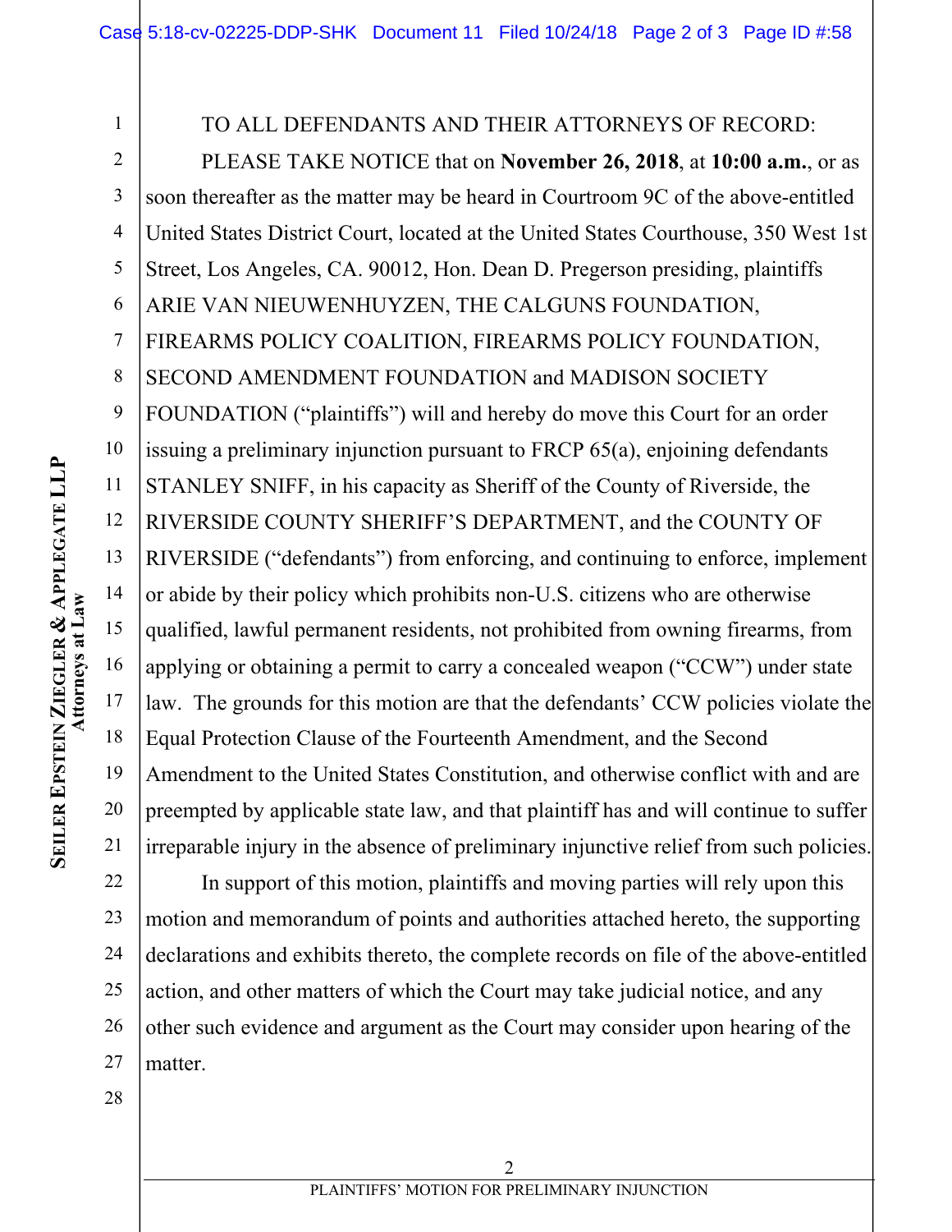TO ALL DEFENDANTS AND THEIR ATTORNEYS OF RECORD:

PLEASE TAKE NOTICE that on **November 26, 2018**, at **10:00 a.m.**, or as soon thereafter as the matter may be heard in Courtroom 9C of the above-entitled United States District Court, located at the United States Courthouse, 350 West 1st Street, Los Angeles, CA. 90012, Hon. Dean D. Pregerson presiding, plaintiffs ARIE VAN NIEUWENHUYZEN, THE CALGUNS FOUNDATION, FIREARMS POLICY COALITION, FIREARMS POLICY FOUNDATION, SECOND AMENDMENT FOUNDATION and MADISON SOCIETY FOUNDATION ("plaintiffs") will and hereby do move this Court for an order issuing a preliminary injunction pursuant to FRCP 65(a), enjoining defendants STANLEY SNIFF, in his capacity as Sheriff of the County of Riverside, the RIVERSIDE COUNTY SHERIFF'S DEPARTMENT, and the COUNTY OF RIVERSIDE ("defendants") from enforcing, and continuing to enforce, implement or abide by their policy which prohibits non-U.S. citizens who are otherwise qualified, lawful permanent residents, not prohibited from owning firearms, from applying or obtaining a permit to carry a concealed weapon ("CCW") under state law. The grounds for this motion are that the defendants' CCW policies violate the Equal Protection Clause of the Fourteenth Amendment, and the Second Amendment to the United States Constitution, and otherwise conflict with and are preempted by applicable state law, and that plaintiff has and will continue to suffer irreparable injury in the absence of preliminary injunctive relief from such policies.

In support of this motion, plaintiffs and moving parties will rely upon this motion and memorandum of points and authorities attached hereto, the supporting declarations and exhibits thereto, the complete records on file of the above-entitled action, and other matters of which the Court may take judicial notice, and any other such evidence and argument as the Court may consider upon hearing of the matter.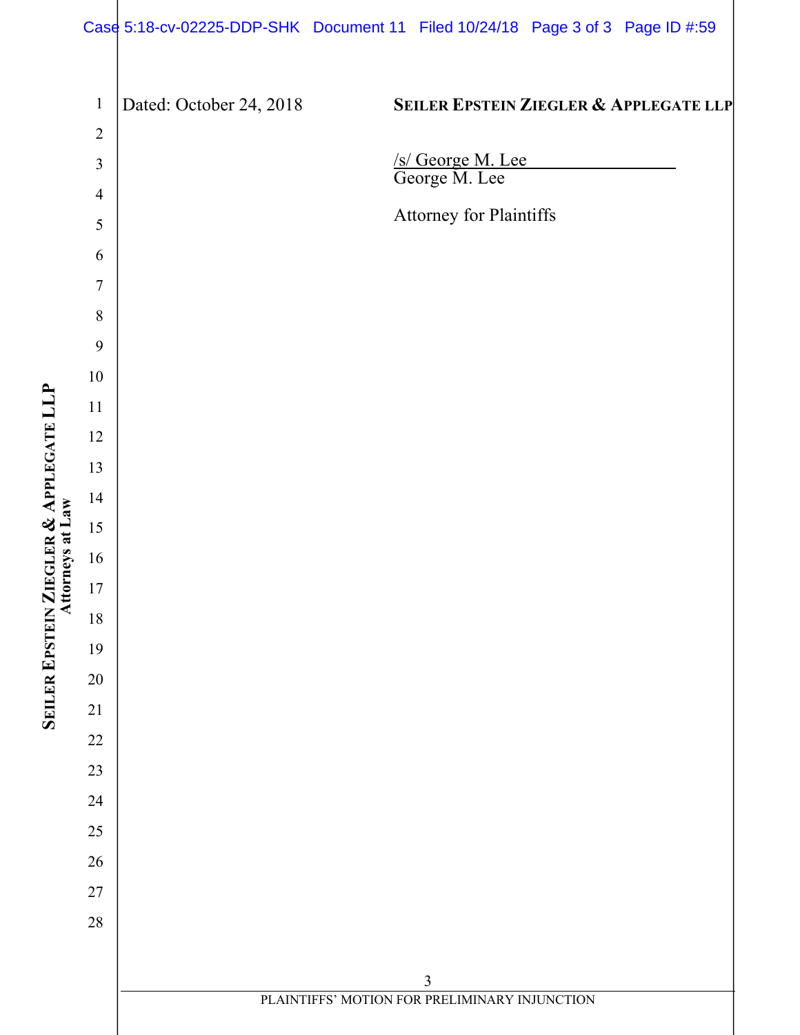Dated: October 24, 2018

**SEILER EPSTEIN ZIEGLER & APPLEGATE LLP**

/s/ George M. Lee

George M. Lee

Attorney for Plaintiffs